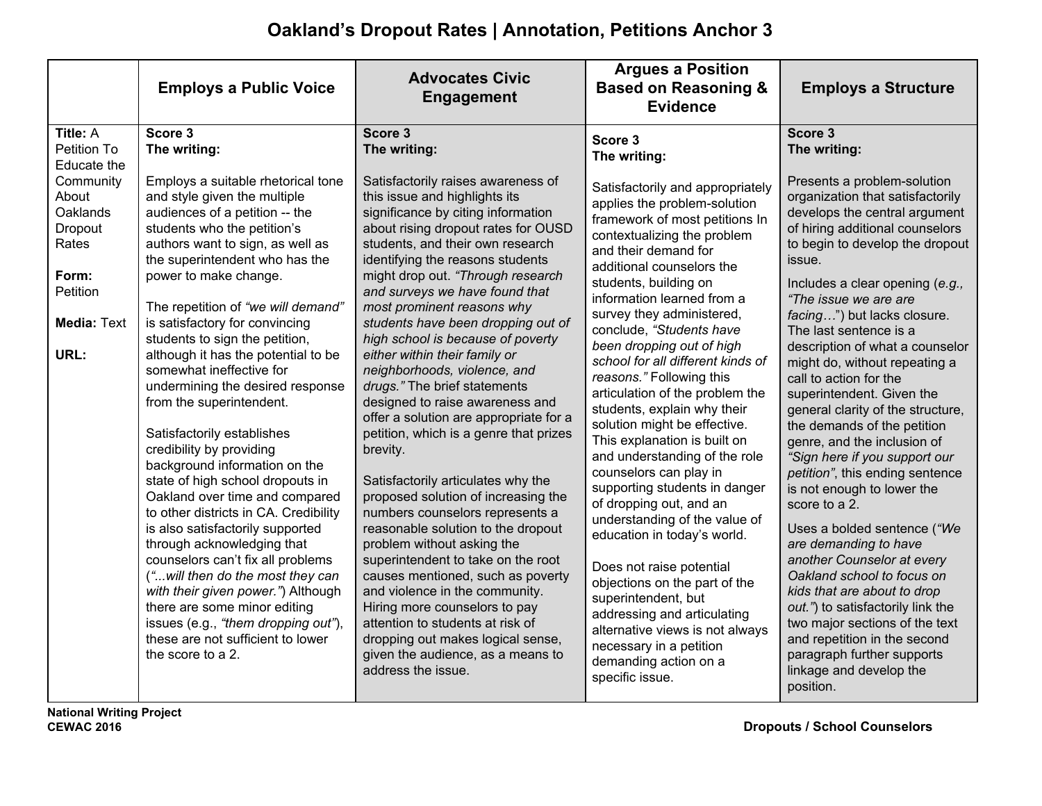# Oakland's Dropout Rates | Annotation, Petitions Anchor 3

| | Employs a Public Voice | Advocates Civic Engagement | Argues a Position Based on Reasoning & Evidence | Employs a Structure |
|---|---|---|---|---|
| **Title:** A Petition To Educate the Community About Oaklands Dropout Rates<br><br>**Form:** Petition<br><br>**Media:** Text<br><br>**URL:** | **Score 3**<br>**The writing:**<br><br>Employs a suitable rhetorical tone and style given the multiple audiences of a petition -- the students who the petition's authors want to sign, as well as the superintendent who has the power to make change.<br><br>The repetition of *"we will demand"* is satisfactory for convincing students to sign the petition, although it has the potential to be somewhat ineffective for undermining the desired response from the superintendent.<br><br>Satisfactorily establishes credibility by providing background information on the state of high school dropouts in Oakland over time and compared to other districts in CA. Credibility is also satisfactorily supported through acknowledging that counselors can't fix all problems (*"...will then do the most they can with their given power."*) Although there are some minor editing issues (e.g., *"them dropping out"*), these are not sufficient to lower the score to a 2. | **Score 3**<br>**The writing:**<br><br>Satisfactorily raises awareness of this issue and highlights its significance by citing information about rising dropout rates for OUSD students, and their own research identifying the reasons students might drop out. *"Through research and surveys we have found that most prominent reasons why students have been dropping out of high school is because of poverty either within their family or neighborhoods, violence, and drugs."* The brief statements designed to raise awareness and offer a solution are appropriate for a petition, which is a genre that prizes brevity.<br><br>Satisfactorily articulates why the proposed solution of increasing the numbers counselors represents a reasonable solution to the dropout problem without asking the superintendent to take on the root causes mentioned, such as poverty and violence in the community. Hiring more counselors to pay attention to students at risk of dropping out makes logical sense, given the audience, as a means to address the issue. | **Score 3**<br>**The writing:**<br><br>Satisfactorily and appropriately applies the problem-solution framework of most petitions In contextualizing the problem and their demand for additional counselors the students, building on information learned from a survey they administered, conclude, *"Students have been dropping out of high school for all different kinds of reasons."* Following this articulation of the problem the students, explain why their solution might be effective. This explanation is built on and understanding of the role counselors can play in supporting students in danger of dropping out, and an understanding of the value of education in today's world.<br><br>Does not raise potential objections on the part of the superintendent, but addressing and articulating alternative views is not always necessary in a petition demanding action on a specific issue. | **Score 3**<br>**The writing:**<br><br>Presents a problem-solution organization that satisfactorily develops the central argument of hiring additional counselors to begin to develop the dropout issue.<br><br>Includes a clear opening (*e.g., "The issue we are are facing…"*) but lacks closure. The last sentence is a description of what a counselor might do, without repeating a call to action for the superintendent. Given the general clarity of the structure, the demands of the petition genre, and the inclusion of *"Sign here if you support our petition"*, this ending sentence is not enough to lower the score to a 2.<br><br>Uses a bolded sentence (*"We are demanding to have another Counselor at every Oakland school to focus on kids that are about to drop out."*) to satisfactorily link the two major sections of the text and repetition in the second paragraph further supports linkage and develop the position. |

**National Writing Project**
**CEWAC 2016**

**Dropouts / School Counselors**